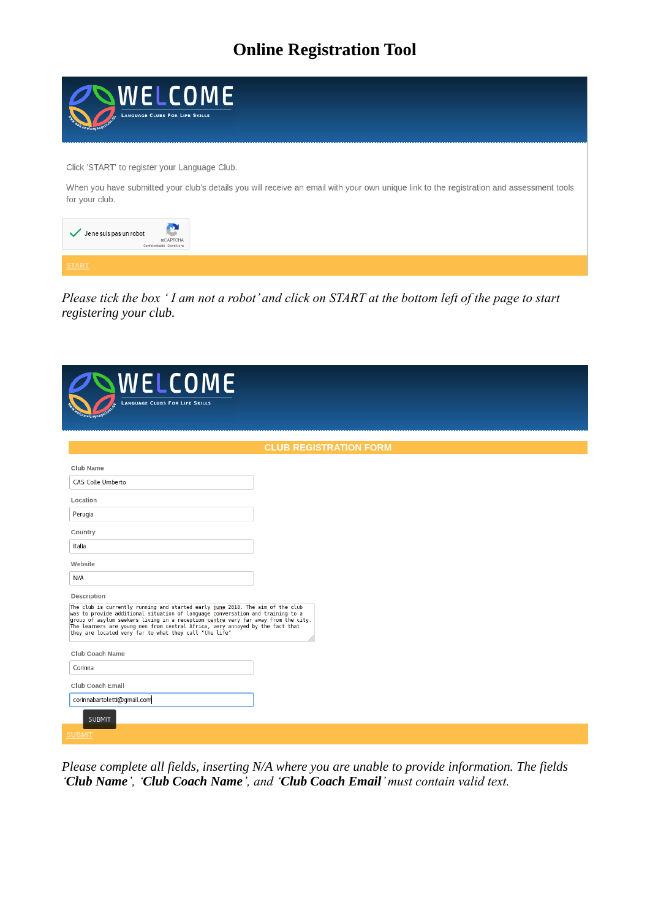# Online Registration Tool

WELCOME

LANGUAGE CLUBS FOR LIFE SKILLS

Click 'START' to register your Language Club.

When you have submitted your club's details you will receive an email with your own unique link to the registration and assessment tools for your club.

Je ne suis pas un robot

reCAPTCHA

Confidentialité - Conditions

START

*Please tick the box ' I am not a robot' and click on START at the bottom left of the page to start registering your club.*

WELCOME

LANGUAGE CLUBS FOR LIFE SKILLS

CLUB REGISTRATION FORM

Club Name

CAS Colle Umberto

Location

Perugia

Country

Italia

Website

N/A

Description

The club is currently running and started early june 2018. The aim of the club was to provide additional situation of language conversation and training to a group of asylum seekers living in a reception centre very far away from the city. The learners are young men from central Africa, very annoyed by the fact that they are located very far to what they call "the life"

Club Coach Name

Corinna

Club Coach Email

corinnabartoletti@gmail.com

SUBMIT

SUBMIT

*Please complete all fields, inserting N/A where you are unable to provide information. The fields '**Club Name**', '**Club Coach Name**', and '**Club Coach Email**' must contain valid text.*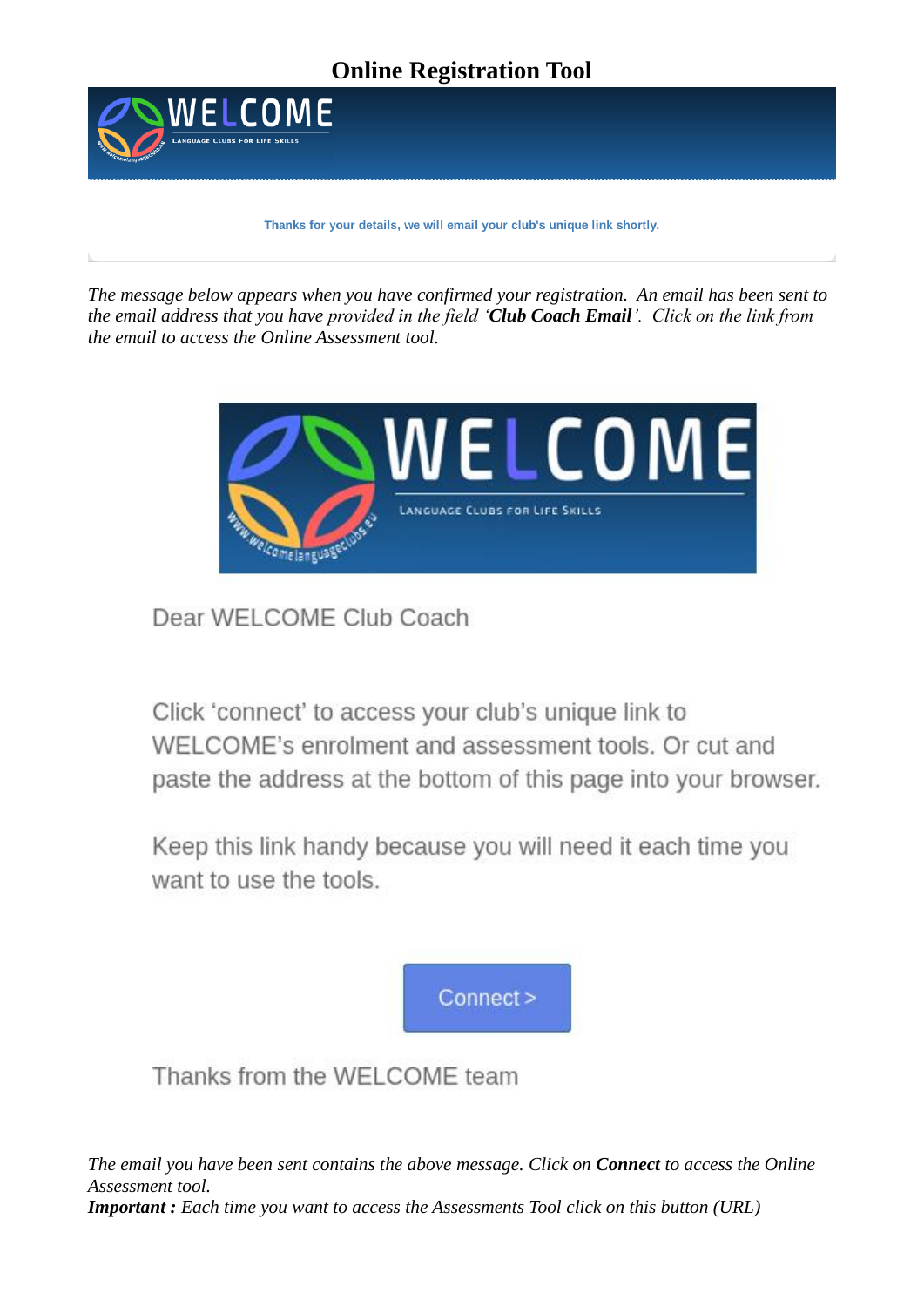# Online Registration Tool

WELCOME

Language Clubs For Life Skills

Thanks for your details, we will email your club's unique link shortly.

*The message below appears when you have confirmed your registration. An email has been sent to the email address that you have provided in the field '**Club Coach Email**'. Click on the link from the email to access the Online Assessment tool.*

WELCOME

Language Clubs For Life Skills

Dear WELCOME Club Coach

Click 'connect' to access your club's unique link to WELCOME's enrolment and assessment tools. Or cut and paste the address at the bottom of this page into your browser.

Keep this link handy because you will need it each time you want to use the tools.

Connect >

Thanks from the WELCOME team

*The email you have been sent contains the above message. Click on **Connect** to access the Online Assessment tool.*
***Important :** Each time you want to access the Assessments Tool click on this button (URL)*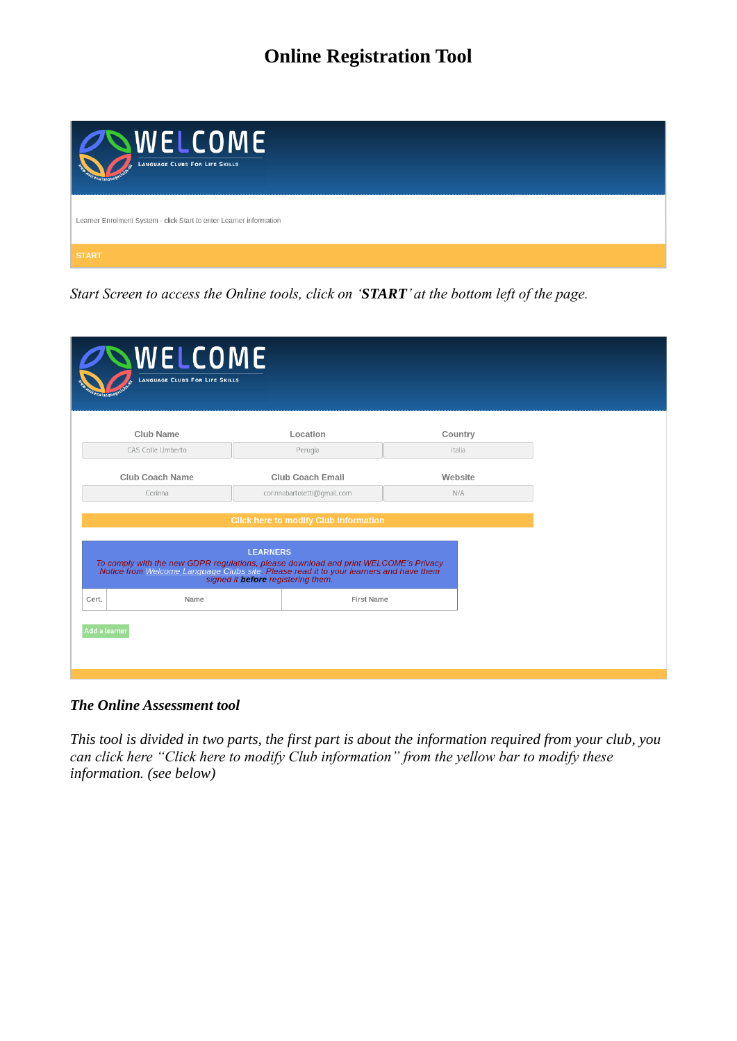# Online Registration Tool

WELCOME

Language Clubs For Life Skills

Learner Enrolment System - click Start to enter Learner information

START

*Start Screen to access the Online tools, click on '**START**' at the bottom left of the page.*

WELCOME

Language Clubs For Life Skills

| Club Name | Location | Country |
|---|---|---|
| CAS Colle Umberto | Perugia | Italia |

| Club Coach Name | Club Coach Email | Website |
|---|---|---|
| Corinna | corinnabartoletti@gmail.com | N/A |

Click here to modify Club information

LEARNERS

*To comply with the new GDPR regulations, please download and print WELCOME's Privacy Notice from Welcome Language Clubs site. Please read it to your learners and have them signed it **before** registering them.*

| Cert. | Name | First Name |
|---|---|---|

Add a learner

***The Online Assessment tool***

*This tool is divided in two parts, the first part is about the information required from your club, you can click here "Click here to modify Club information" from the yellow bar to modify these information. (see below)*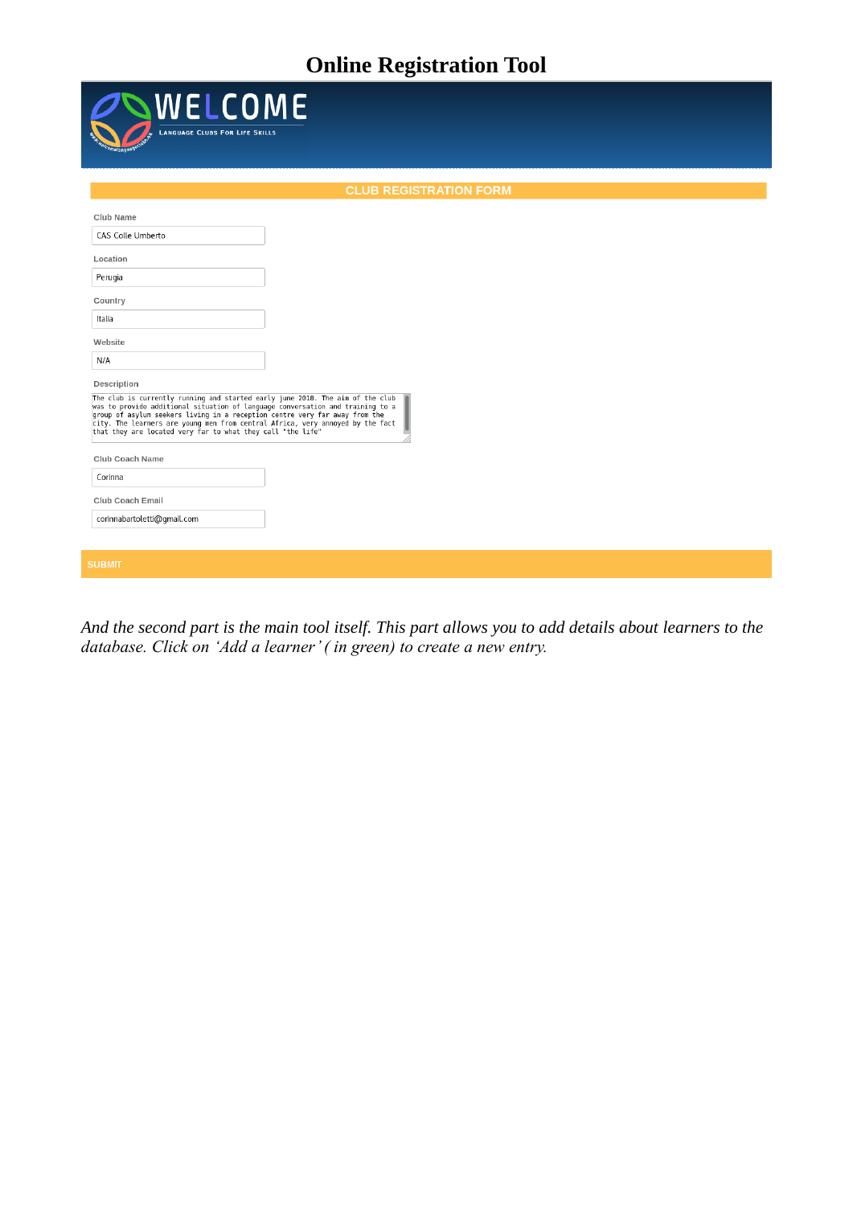# Online Registration Tool

WELCOME

Language Clubs For Life Skills

CLUB REGISTRATION FORM

Club Name

CAS Colle Umberto

Location

Perugia

Country

Italia

Website

N/A

Description

The club is currently running and started early june 2018. The aim of the club was to provide additional situation of language conversation and training to a group of asylum seekers living in a reception centre very far away from the city. The learners are young men from central Africa, very annoyed by the fact that they are located very far to what they call "the life"

Club Coach Name

Corinna

Club Coach Email

corinnabartoletti@gmail.com

SUBMIT

*And the second part is the main tool itself. This part allows you to add details about learners to the database. Click on 'Add a learner' ( in green) to create a new entry.*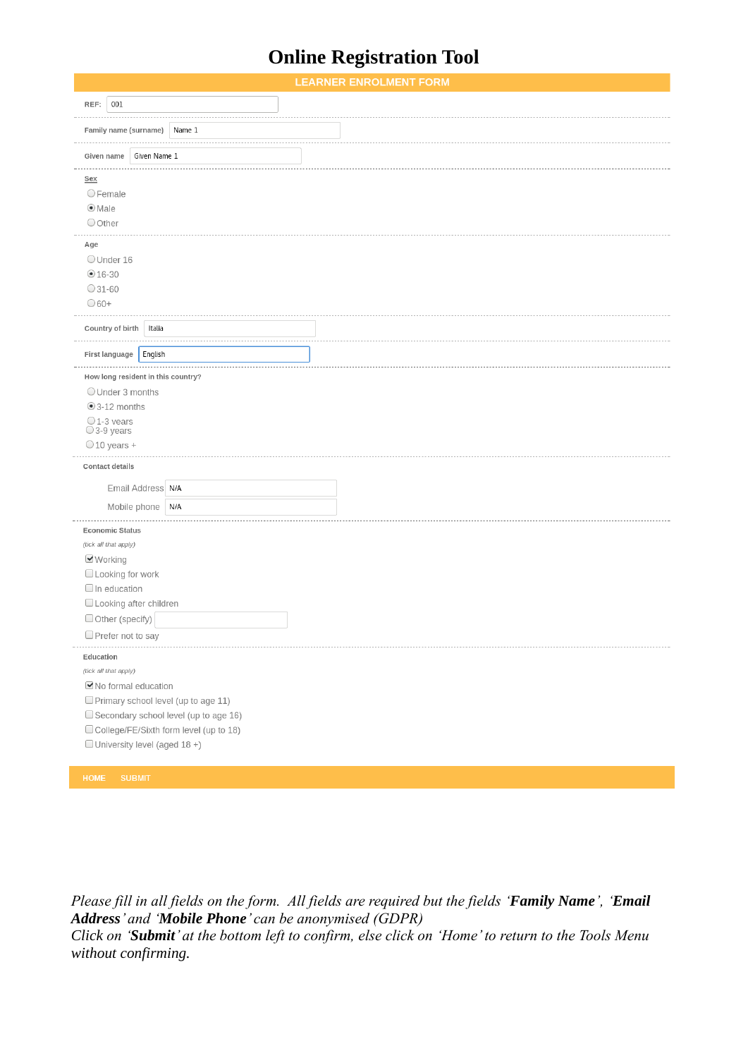# Online Registration Tool

## LEARNER ENROLMENT FORM

**REF:** 001

**Family name (surname)** Name 1

**Given name** Given Name 1

**Sex**

- ○ Female
- ● Male
- ○ Other

**Age**

- ○ Under 16
- ● 16-30
- ○ 31-60
- ○ 60+

**Country of birth** Italia

**First language** English

**How long resident in this country?**

- ○ Under 3 months
- ● 3-12 months
- ○ 1-3 years
- ○ 3-9 years
- ○ 10 years +

**Contact details**

Email Address N/A

Mobile phone N/A

**Economic Status**

*(tick all that apply)*

- ☑ Working
- ☐ Looking for work
- ☐ In education
- ☐ Looking after children
- ☐ Other (specify)
- ☐ Prefer not to say

**Education**

*(tick all that apply)*

- ☑ No formal education
- ☐ Primary school level (up to age 11)
- ☐ Secondary school level (up to age 16)
- ☐ College/FE/Sixth form level (up to 18)
- ☐ University level (aged 18 +)

HOME SUBMIT

*Please fill in all fields on the form. All fields are required but the fields '**Family Name**', '**Email Address**' and '**Mobile Phone**' can be anonymised (GDPR)*
*Click on '**Submit**' at the bottom left to confirm, else click on 'Home' to return to the Tools Menu without confirming.*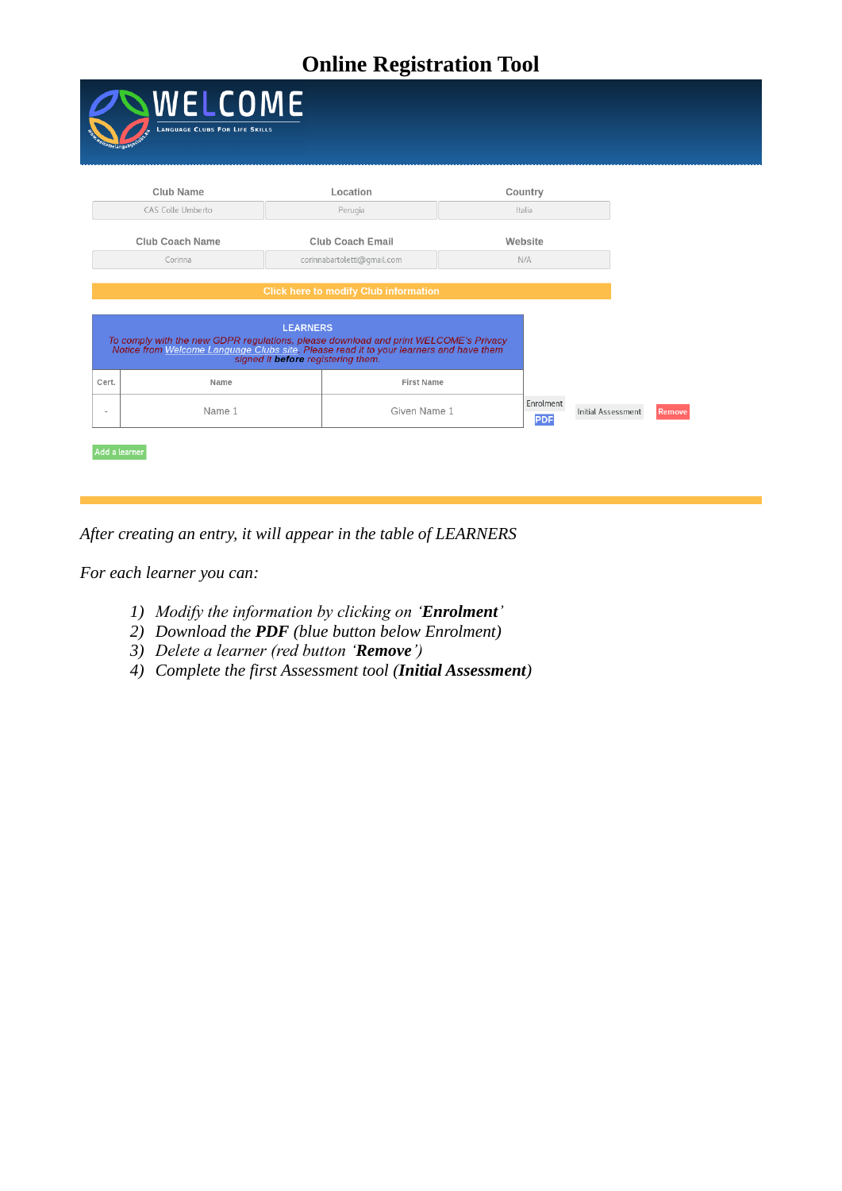# Online Registration Tool

WELCOME

LANGUAGE CLUBS FOR LIFE SKILLS

| Club Name | Location | Country |
|---|---|---|
| CAS Colle Umberto | Perugia | Italia |

| Club Coach Name | Club Coach Email | Website |
|---|---|---|
| Corinna | corinnabartoletti@gmail.com | N/A |

Click here to modify Club information

LEARNERS

*To comply with the new GDPR regulations, please download and print WELCOME's Privacy Notice from Welcome Language Clubs site. Please read it to your learners and have them signed it **before** registering them.*

| Cert. | Name | First Name | | | |
|---|---|---|---|---|---|
| - | Name 1 | Given Name 1 | Enrolment PDF | Initial Assessment | Remove |

Add a learner

*After creating an entry, it will appear in the table of LEARNERS*

*For each learner you can:*

1) *Modify the information by clicking on '**Enrolment**'*
2) *Download the **PDF** (blue button below Enrolment)*
3) *Delete a learner (red button '**Remove**')*
4) *Complete the first Assessment tool (**Initial Assessment**)*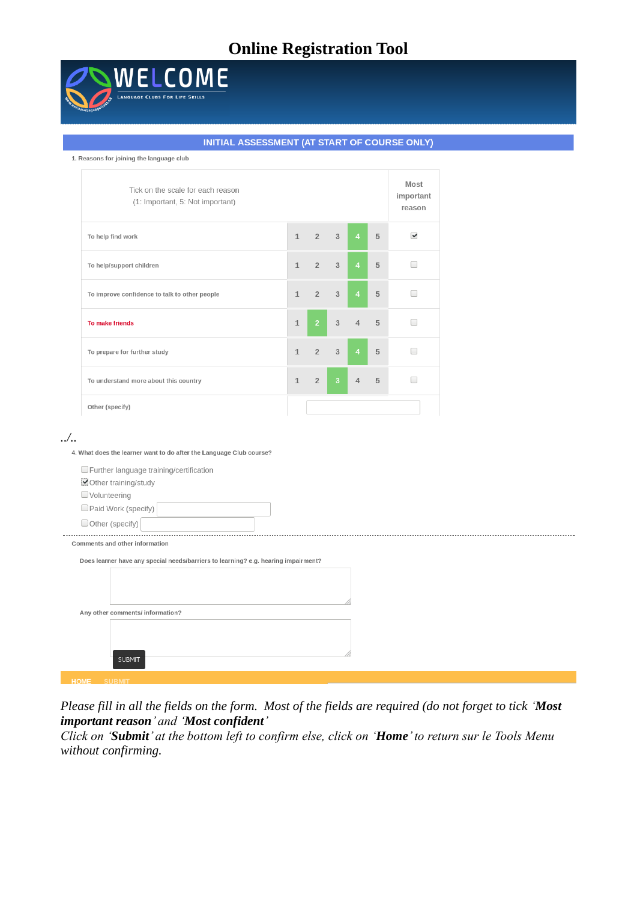# Online Registration Tool

WELCOME

LANGUAGE CLUBS FOR LIFE SKILLS

**INITIAL ASSESSMENT (AT START OF COURSE ONLY)**

1. Reasons for joining the language club

| Tick on the scale for each reason (1: Important, 5: Not important) | | | | | | Most important reason |
|---|---|---|---|---|---|---|
| To help find work | 1 | 2 | 3 | **4** | 5 | ☑ |
| To help/support children | 1 | 2 | 3 | **4** | 5 | ☐ |
| To improve confidence to talk to other people | 1 | 2 | 3 | **4** | 5 | ☐ |
| To make friends | 1 | **2** | 3 | 4 | 5 | ☐ |
| To prepare for further study | 1 | 2 | 3 | **4** | 5 | ☐ |
| To understand more about this country | 1 | 2 | **3** | 4 | 5 | ☐ |
| Other (specify) | | | | | | |

../..

4. What does the learner want to do after the Language Club course?

- ☐ Further language training/certification
- ☑ Other training/study
- ☐ Volunteering
- ☐ Paid Work (specify)
- ☐ Other (specify)

Comments and other information

Does learner have any special needs/barriers to learning? e.g. hearing impairment?

Any other comments/ information?

SUBMIT

HOME SUBMIT

*Please fill in all the fields on the form. Most of the fields are required (do not forget to tick '**Most important reason**' and '**Most confident**'*

*Click on '**Submit**' at the bottom left to confirm else, click on '**Home**' to return sur le Tools Menu without confirming.*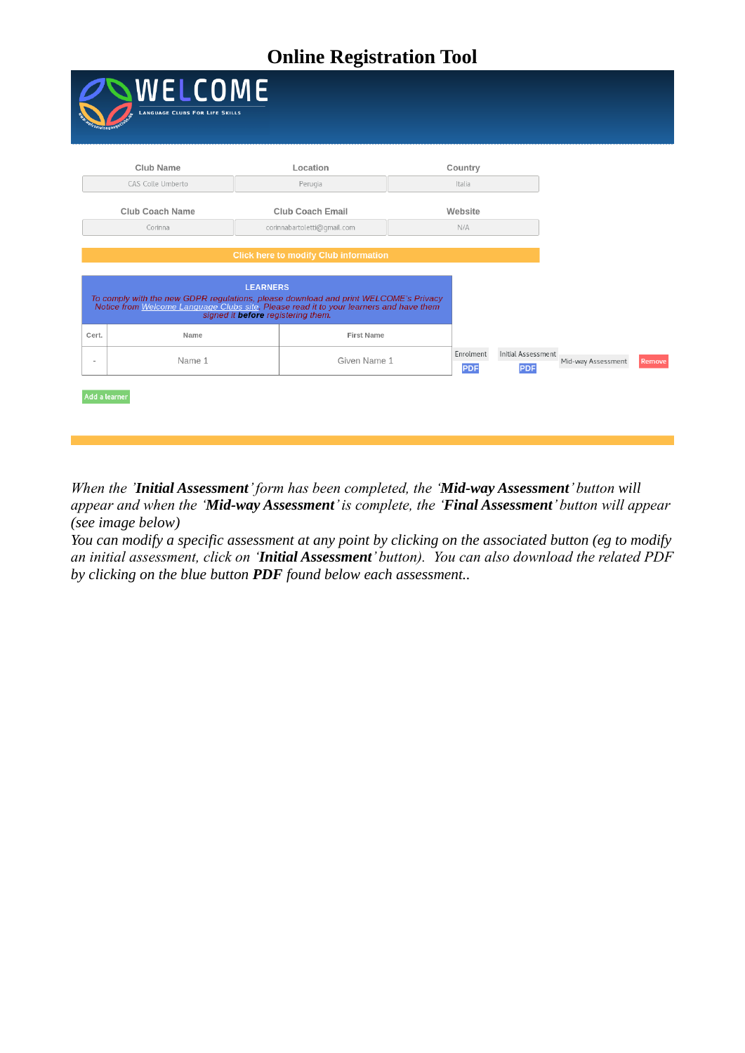# Online Registration Tool

WELCOME
Language Clubs For Life Skills

| Club Name | Location | Country |
|---|---|---|
| CAS Colle Umberto | Perugia | Italia |

| Club Coach Name | Club Coach Email | Website |
|---|---|---|
| Corinna | corinnabartoletti@gmail.com | N/A |

Click here to modify Club information

**LEARNERS**

*To comply with the new GDPR regulations, please download and print WELCOME's Privacy Notice from Welcome Language Clubs site. Please read it to your learners and have them signed it **before** registering them.*

| Cert. | Name | First Name | | | | |
|---|---|---|---|---|---|---|
| - | Name 1 | Given Name 1 | Enrolment PDF | Initial Assessment PDF | Mid-way Assessment | Remove |

Add a learner

*When the 'Initial Assessment' form has been completed, the '**Mid-way Assessment**' button will appear and when the '**Mid-way Assessment**' is complete, the '**Final Assessment**' button will appear (see image below)*

*You can modify a specific assessment at any point by clicking on the associated button (eg to modify an initial assessment, click on '**Initial Assessment**' button). You can also download the related PDF by clicking on the blue button **PDF** found below each assessment..*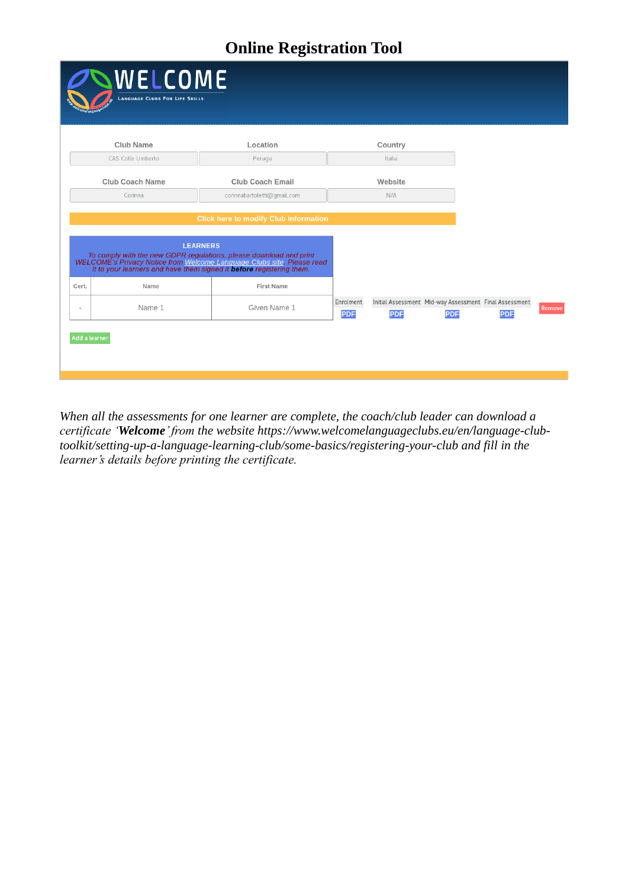# Online Registration Tool

WELCOME

LANGUAGE CLUBS FOR LIFE SKILLS

| Club Name | Location | Country |
|---|---|---|
| CAS Colle Umberto | Perugia | Italia |

| Club Coach Name | Club Coach Email | Website |
|---|---|---|
| Corinna | corinnabartoletti@gmail.com | N/A |

Click here to modify Club information

**LEARNERS**

*To comply with the new GDPR regulations, please download and print WELCOME's Privacy Notice from Welcome Language Clubs site. Please read it to your learners and have them signed it **before** registering them.*

| Cert. | Name | First Name | Enrolment | Initial Assessment | Mid-way Assessment | Final Assessment | |
|---|---|---|---|---|---|---|---|
| - | Name 1 | Given Name 1 | PDF | PDF | PDF | PDF | Remove |

Add a learner

*When all the assessments for one learner are complete, the coach/club leader can download a certificate '**Welcome**' from the website https://www.welcomelanguageclubs.eu/en/language-club-toolkit/setting-up-a-language-learning-club/some-basics/registering-your-club and fill in the learner's details before printing the certificate.*